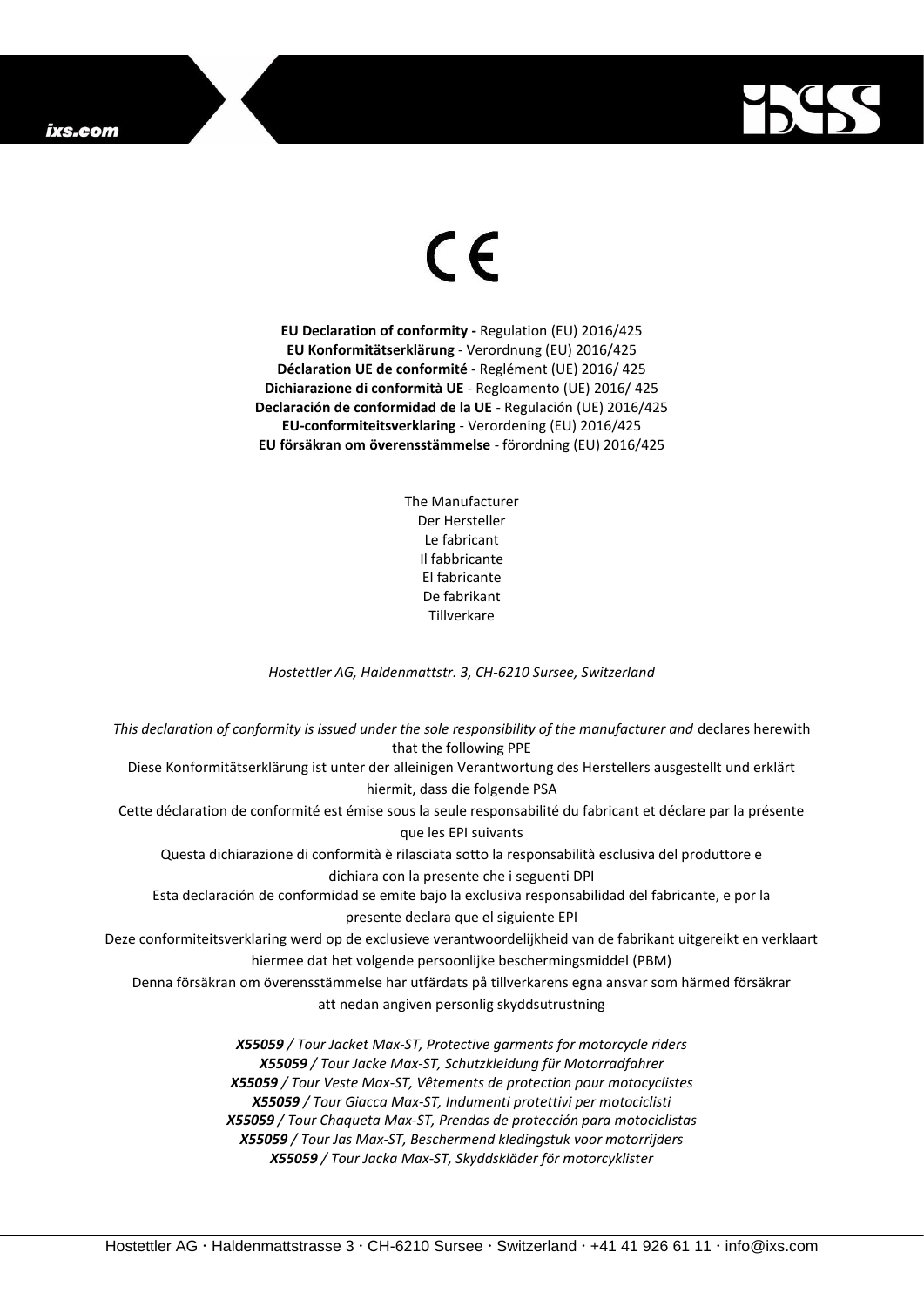CE

**EU Declaration of conformity -** Regulation (EU) 2016/425
**EU Konformitätserklärung** - Verordnung (EU) 2016/425
**Déclaration UE de conformité** - Reglément (UE) 2016/ 425
**Dichiarazione di conformità UE** - Regloamento (UE) 2016/ 425
**Declaración de conformidad de la UE** - Regulación (UE) 2016/425
**EU-conformiteitsverklaring** - Verordening (EU) 2016/425
**EU försäkran om överensstämmelse** - förordning (EU) 2016/425

The Manufacturer
Der Hersteller
Le fabricant
Il fabbricante
El fabricante
De fabrikant
Tillverkare

*Hostettler AG, Haldenmattstr. 3, CH-6210 Sursee, Switzerland*

*This declaration of conformity is issued under the sole responsibility of the manufacturer and* declares herewith that the following PPE
Diese Konformitätserklärung ist unter der alleinigen Verantwortung des Herstellers ausgestellt und erklärt hiermit, dass die folgende PSA
Cette déclaration de conformité est émise sous la seule responsabilité du fabricant et déclare par la présente que les EPI suivants
Questa dichiarazione di conformità è rilasciata sotto la responsabilità esclusiva del produttore e dichiara con la presente che i seguenti DPI
Esta declaración de conformidad se emite bajo la exclusiva responsabilidad del fabricante, e por la presente declara que el siguiente EPI
Deze conformiteitsverklaring werd op de exclusieve verantwoordelijkheid van de fabrikant uitgereikt en verklaart hiermee dat het volgende persoonlijke beschermingsmiddel (PBM)
Denna försäkran om överensstämmelse har utfärdats på tillverkarens egna ansvar som härmed försäkrar att nedan angiven personlig skyddsutrustning

***X55059** / Tour Jacket Max-ST, Protective garments for motorcycle riders*
***X55059** / Tour Jacke Max-ST, Schutzkleidung für Motorradfahrer*
***X55059** / Tour Veste Max-ST, Vêtements de protection pour motocyclistes*
***X55059** / Tour Giacca Max-ST, Indumenti protettivi per motociclisti*
***X55059** / Tour Chaqueta Max-ST, Prendas de protección para motociclistas*
***X55059** / Tour Jas Max-ST, Beschermend kledingstuk voor motorrijders*
***X55059** / Tour Jacka Max-ST, Skyddskläder för motorcyklister*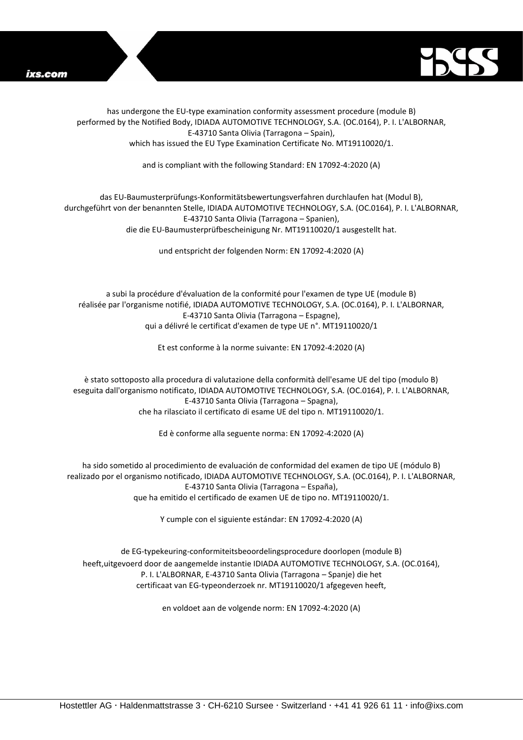has undergone the EU-type examination conformity assessment procedure (module B) performed by the Notified Body, IDIADA AUTOMOTIVE TECHNOLOGY, S.A. (OC.0164), P. I. L'ALBORNAR, E-43710 Santa Olivia (Tarragona – Spain), which has issued the EU Type Examination Certificate No. MT19110020/1.

and is compliant with the following Standard: EN 17092-4:2020 (A)

das EU-Baumusterprüfungs-Konformitätsbewertungsverfahren durchlaufen hat (Modul B), durchgeführt von der benannten Stelle, IDIADA AUTOMOTIVE TECHNOLOGY, S.A. (OC.0164), P. I. L'ALBORNAR, E-43710 Santa Olivia (Tarragona – Spanien), die die EU-Baumusterprüfbescheinigung Nr. MT19110020/1 ausgestellt hat.

und entspricht der folgenden Norm: EN 17092-4:2020 (A)

a subi la procédure d'évaluation de la conformité pour l'examen de type UE (module B) réalisée par l'organisme notifié, IDIADA AUTOMOTIVE TECHNOLOGY, S.A. (OC.0164), P. I. L'ALBORNAR, E-43710 Santa Olivia (Tarragona – Espagne), qui a délivré le certificat d'examen de type UE n°. MT19110020/1

Et est conforme à la norme suivante: EN 17092-4:2020 (A)

è stato sottoposto alla procedura di valutazione della conformità dell'esame UE del tipo (modulo B) eseguita dall'organismo notificato, IDIADA AUTOMOTIVE TECHNOLOGY, S.A. (OC.0164), P. I. L'ALBORNAR, E-43710 Santa Olivia (Tarragona – Spagna), che ha rilasciato il certificato di esame UE del tipo n. MT19110020/1.

Ed è conforme alla seguente norma: EN 17092-4:2020 (A)

ha sido sometido al procedimiento de evaluación de conformidad del examen de tipo UE (módulo B) realizado por el organismo notificado, IDIADA AUTOMOTIVE TECHNOLOGY, S.A. (OC.0164), P. I. L'ALBORNAR, E-43710 Santa Olivia (Tarragona – España), que ha emitido el certificado de examen UE de tipo no. MT19110020/1.

Y cumple con el siguiente estándar: EN 17092-4:2020 (A)

de EG-typekeuring-conformiteitsbeoordelingsprocedure doorlopen (module B) heeft,uitgevoerd door de aangemelde instantie IDIADA AUTOMOTIVE TECHNOLOGY, S.A. (OC.0164), P. I. L'ALBORNAR, E-43710 Santa Olivia (Tarragona – Spanje) die het certificaat van EG-typeonderzoek nr. MT19110020/1 afgegeven heeft,

en voldoet aan de volgende norm: EN 17092-4:2020 (A)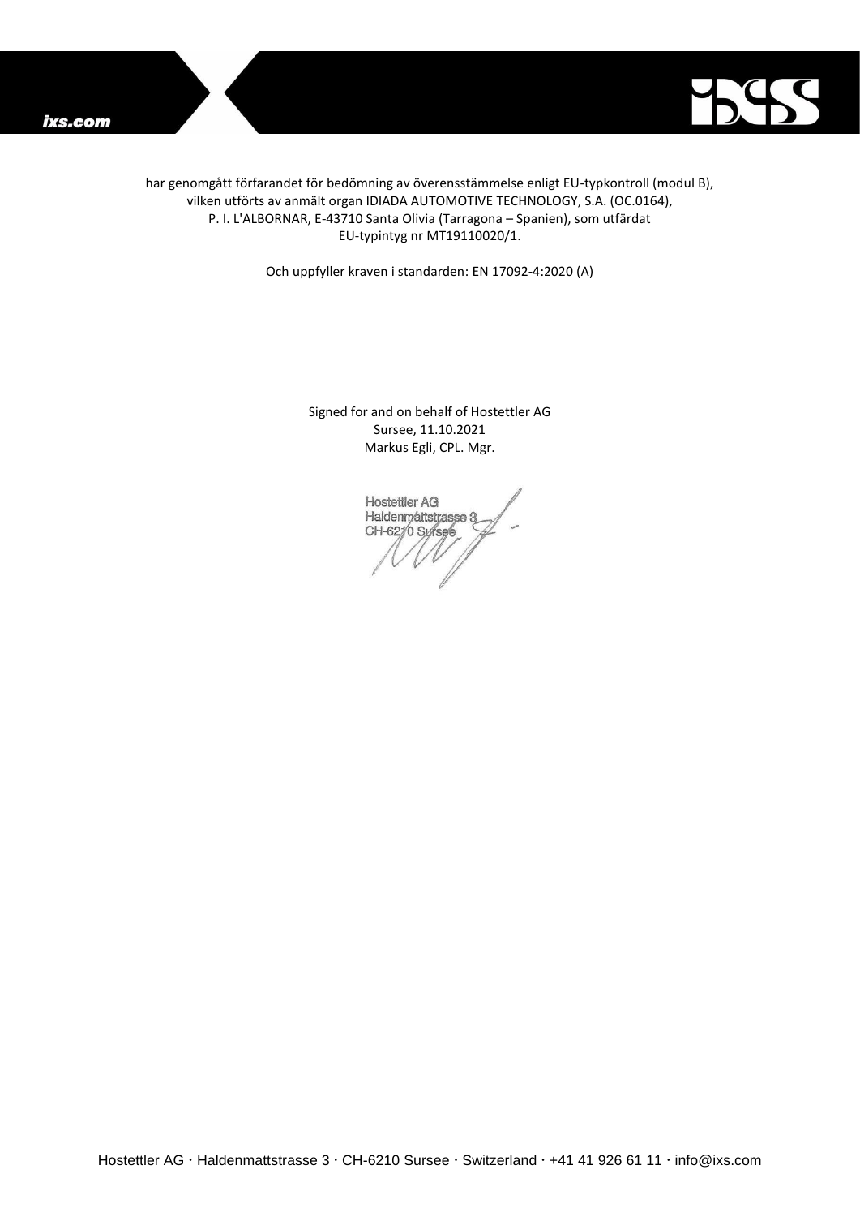har genomgått förfarandet för bedömning av överensstämmelse enligt EU-typkontroll (modul B), vilken utförts av anmält organ IDIADA AUTOMOTIVE TECHNOLOGY, S.A. (OC.0164), P. I. L'ALBORNAR, E-43710 Santa Olivia (Tarragona – Spanien), som utfärdat EU-typintyg nr MT19110020/1.

Och uppfyller kraven i standarden: EN 17092-4:2020 (A)

Signed for and on behalf of Hostettler AG
Sursee, 11.10.2021
Markus Egli, CPL. Mgr.

Hostettler AG
Haldenmattstrasse 3
CH-6210 Sursee